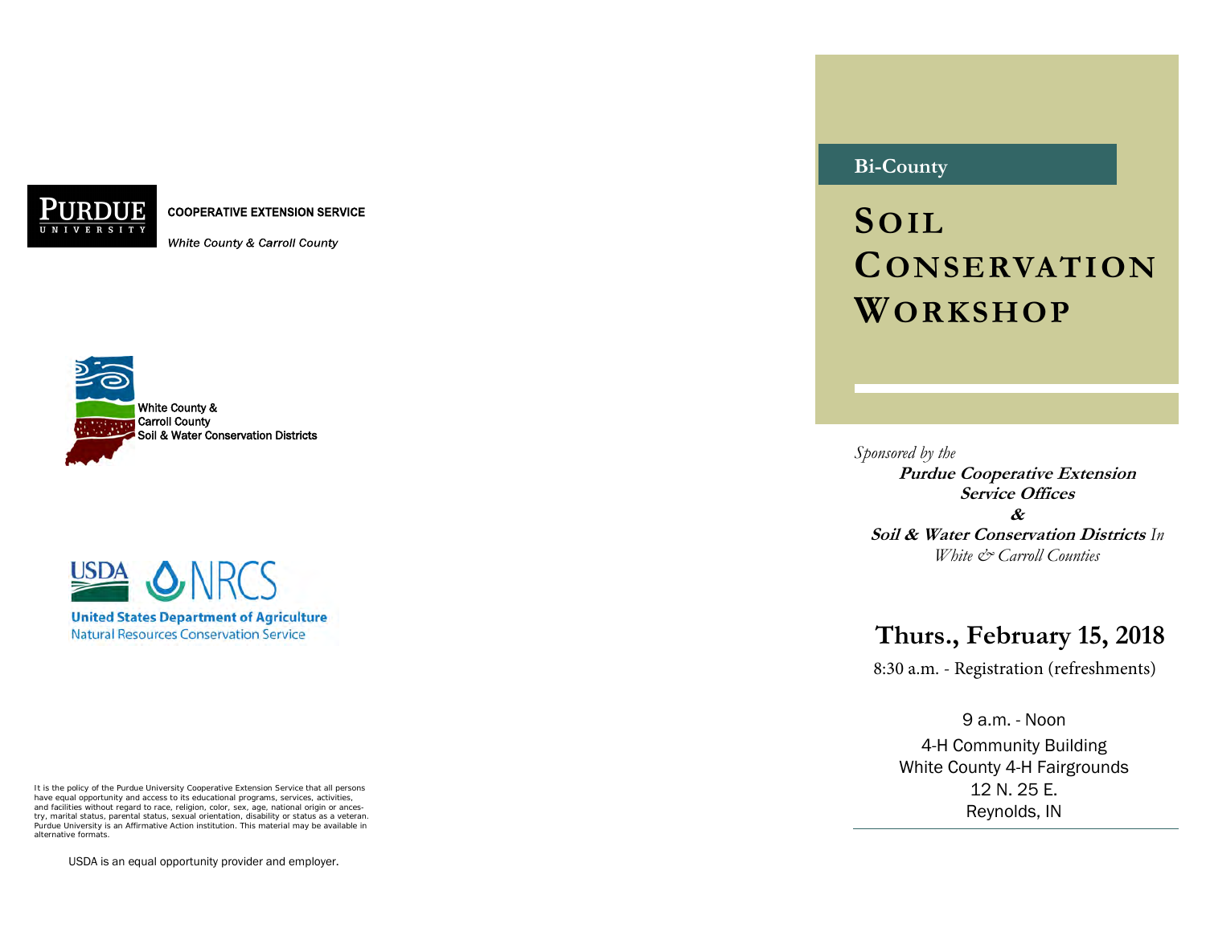PURDUE UNIVERSITY

COOPERATIVE EXTENSION SERVICE

*White County & Carroll County*

White County & Carroll County Soil & Water Conservation Districts

USDA NRCS

United States Department of Agriculture
Natural Resources Conservation Service

It is the policy of the Purdue University Cooperative Extension Service that all persons have equal opportunity and access to its educational programs, services, activities, and facilities without regard to race, religion, color, sex, age, national origin or ancestry, marital status, parental status, sexual orientation, disability or status as a veteran. Purdue University is an Affirmative Action institution. This material may be available in alternative formats.

USDA is an equal opportunity provider and employer.

Bi-County

# SOIL CONSERVATION WORKSHOP

*Sponsored by the*

***Purdue Cooperative Extension Service Offices***

***&***

***Soil & Water Conservation Districts*** *In White & Carroll Counties*

## Thurs., February 15, 2018

8:30 a.m. - Registration (refreshments)

9 a.m. - Noon

4-H Community Building
White County 4-H Fairgrounds
12 N. 25 E.
Reynolds, IN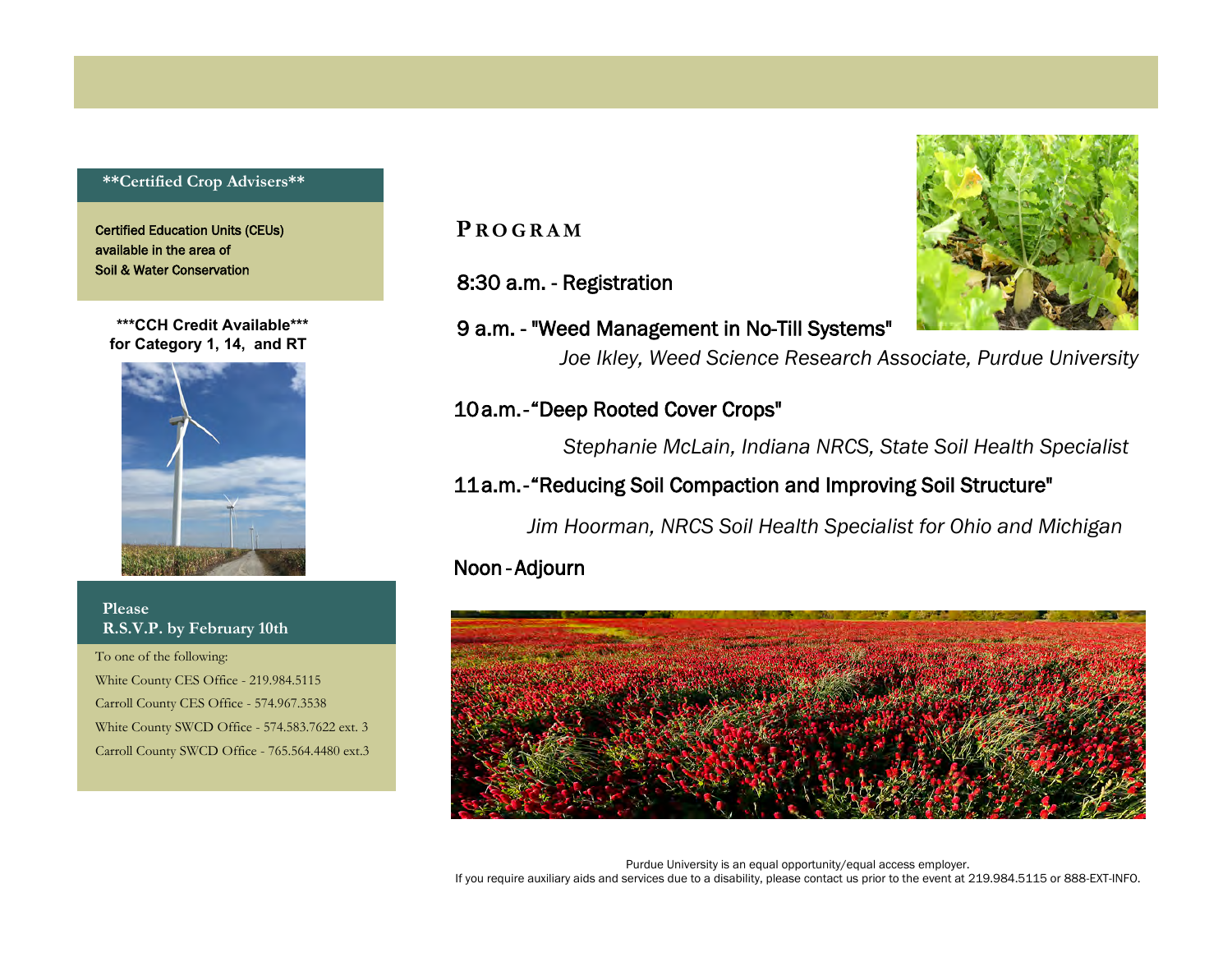**\*\*Certified Crop Advisers\*\***

Certified Education Units (CEUs) available in the area of Soil & Water Conservation

**\*\*\*CCH Credit Available\*\*\***
**for Category 1, 14, and RT**

**Please R.S.V.P. by February 10th**

To one of the following:

White County CES Office - 219.984.5115

Carroll County CES Office - 574.967.3538

White County SWCD Office - 574.583.7622 ext. 3

Carroll County SWCD Office - 765.564.4480 ext.3

## PROGRAM

8:30 a.m. - Registration

9 a.m. - "Weed Management in No-Till Systems"

*Joe Ikley, Weed Science Research Associate, Purdue University*

10 a.m. - "Deep Rooted Cover Crops"

*Stephanie McLain, Indiana NRCS, State Soil Health Specialist*

11 a.m. - "Reducing Soil Compaction and Improving Soil Structure"

*Jim Hoorman, NRCS Soil Health Specialist for Ohio and Michigan*

Noon - Adjourn

Purdue University is an equal opportunity/equal access employer.
If you require auxiliary aids and services due to a disability, please contact us prior to the event at 219.984.5115 or 888-EXT-INFO.